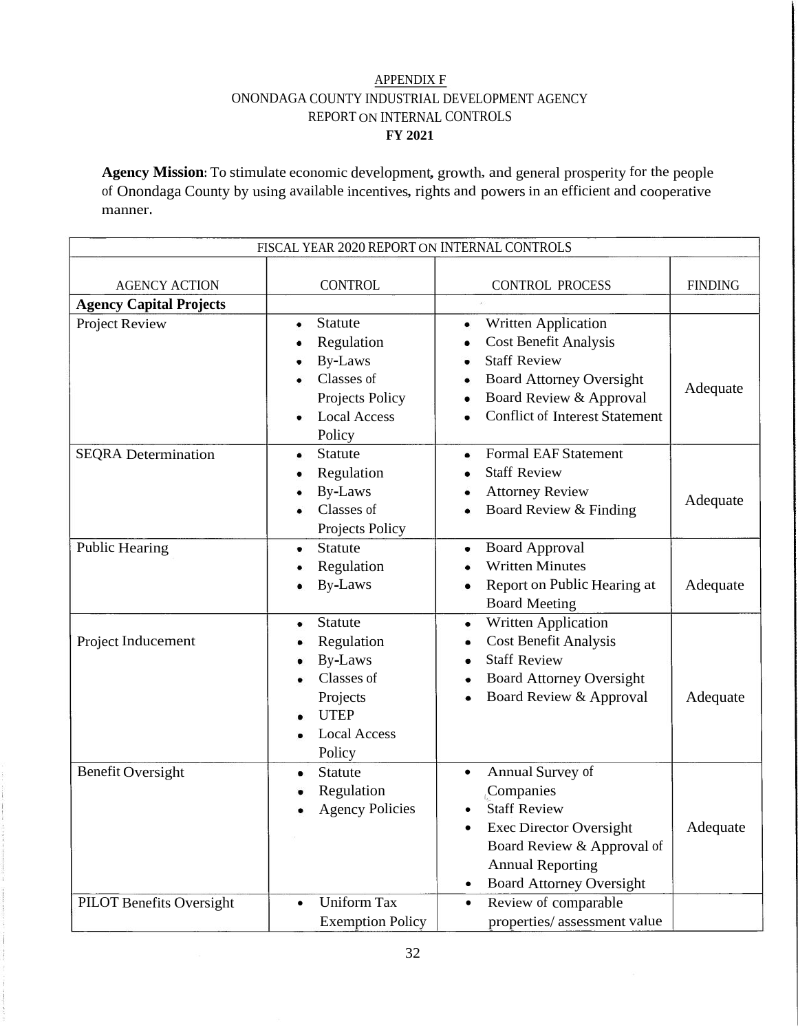APPENDIX F

ONONDAGA COUNTY INDUSTRIAL DEVELOPMENT AGENCY

REPORT ON INTERNAL CONTROLS

**FY 2021**

**Agency Mission**: To stimulate economic development, growth, and general prosperity for the people of Onondaga County by using available incentives, rights and powers in an efficient and cooperative manner.

| FISCAL YEAR 2020 REPORT ON INTERNAL CONTROLS | | | |
|---|---|---|---|
| AGENCY ACTION | CONTROL | CONTROL PROCESS | FINDING |
| **Agency Capital Projects** | | | |
| Project Review | • Statute<br>• Regulation<br>• By-Laws<br>• Classes of Projects Policy<br>• Local Access Policy | • Written Application<br>• Cost Benefit Analysis<br>• Staff Review<br>• Board Attorney Oversight<br>• Board Review & Approval<br>• Conflict of Interest Statement | Adequate |
| SEQRA Determination | • Statute<br>• Regulation<br>• By-Laws<br>• Classes of Projects Policy | • Formal EAF Statement<br>• Staff Review<br>• Attorney Review<br>• Board Review & Finding | Adequate |
| Public Hearing | • Statute<br>• Regulation<br>• By-Laws | • Board Approval<br>• Written Minutes<br>• Report on Public Hearing at Board Meeting | Adequate |
| Project Inducement | • Statute<br>• Regulation<br>• By-Laws<br>• Classes of Projects<br>• UTEP<br>• Local Access Policy | • Written Application<br>• Cost Benefit Analysis<br>• Staff Review<br>• Board Attorney Oversight<br>• Board Review & Approval | Adequate |
| Benefit Oversight | • Statute<br>• Regulation<br>• Agency Policies | • Annual Survey of Companies<br>• Staff Review<br>• Exec Director Oversight Board Review & Approval of Annual Reporting<br>• Board Attorney Oversight | Adequate |
| PILOT Benefits Oversight | • Uniform Tax Exemption Policy | • Review of comparable properties/ assessment value | |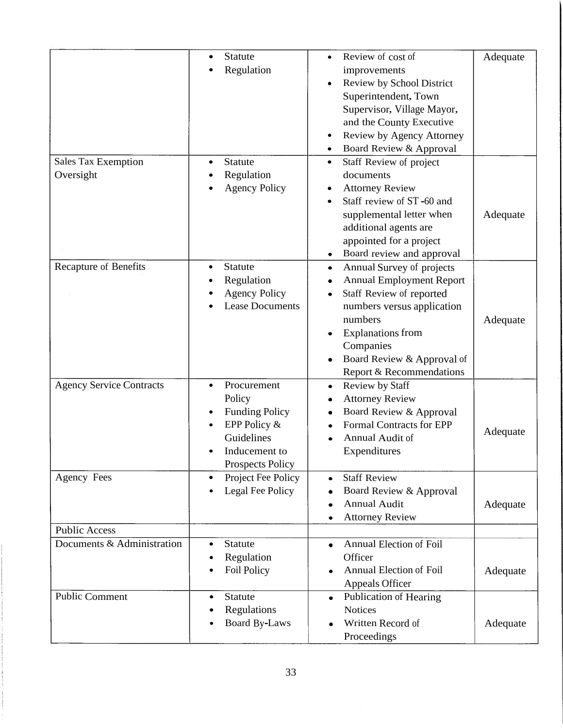| | | | |
|---|---|---|---|
| | • Statute<br>• Regulation | • Review of cost of improvements<br>• Review by School District Superintendent, Town Supervisor, Village Mayor, and the County Executive<br>• Review by Agency Attorney<br>• Board Review & Approval | Adequate |
| Sales Tax Exemption Oversight | • Statute<br>• Regulation<br>• Agency Policy | • Staff Review of project documents<br>• Attorney Review<br>• Staff review of ST -60 and supplemental letter when additional agents are appointed for a project<br>• Board review and approval | Adequate |
| Recapture of Benefits | • Statute<br>• Regulation<br>• Agency Policy<br>• Lease Documents | • Annual Survey of projects<br>• Annual Employment Report<br>• Staff Review of reported numbers versus application numbers<br>• Explanations from Companies<br>• Board Review & Approval of Report & Recommendations | Adequate |
| Agency Service Contracts | • Procurement Policy<br>• Funding Policy<br>• EPP Policy & Guidelines<br>• Inducement to Prospects Policy | • Review by Staff<br>• Attorney Review<br>• Board Review & Approval<br>• Formal Contracts for EPP<br>• Annual Audit of Expenditures | Adequate |
| Agency Fees | • Project Fee Policy<br>• Legal Fee Policy | • Staff Review<br>• Board Review & Approval<br>• Annual Audit<br>• Attorney Review | Adequate |
| Public Access | | | |
| Documents & Administration | • Statute<br>• Regulation<br>• Foil Policy | • Annual Election of Foil Officer<br>• Annual Election of Foil Appeals Officer | Adequate |
| Public Comment | • Statute<br>• Regulations<br>• Board By-Laws | • Publication of Hearing Notices<br>• Written Record of Proceedings | Adequate |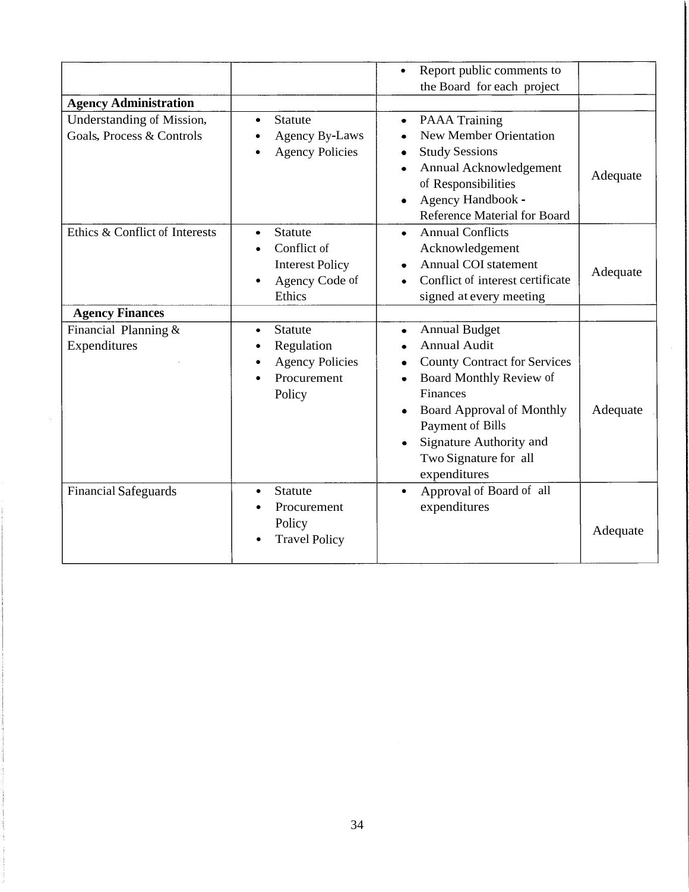| | | | |
|---|---|---|---|
| | | • Report public comments to the Board for each project | |
| **Agency Administration** | | | |
| Understanding of Mission, Goals, Process & Controls | • Statute<br>• Agency By-Laws<br>• Agency Policies | • PAAA Training<br>• New Member Orientation<br>• Study Sessions<br>• Annual Acknowledgement of Responsibilities<br>• Agency Handbook - Reference Material for Board | Adequate |
| Ethics & Conflict of Interests | • Statute<br>• Conflict of Interest Policy<br>• Agency Code of Ethics | • Annual Conflicts Acknowledgement<br>• Annual COI statement<br>• Conflict of interest certificate signed at every meeting | Adequate |
| **Agency Finances** | | | |
| Financial Planning & Expenditures | • Statute<br>• Regulation<br>• Agency Policies<br>• Procurement Policy | • Annual Budget<br>• Annual Audit<br>• County Contract for Services<br>• Board Monthly Review of Finances<br>• Board Approval of Monthly Payment of Bills<br>• Signature Authority and Two Signature for all expenditures | Adequate |
| Financial Safeguards | • Statute<br>• Procurement Policy<br>• Travel Policy | • Approval of Board of all expenditures | Adequate |